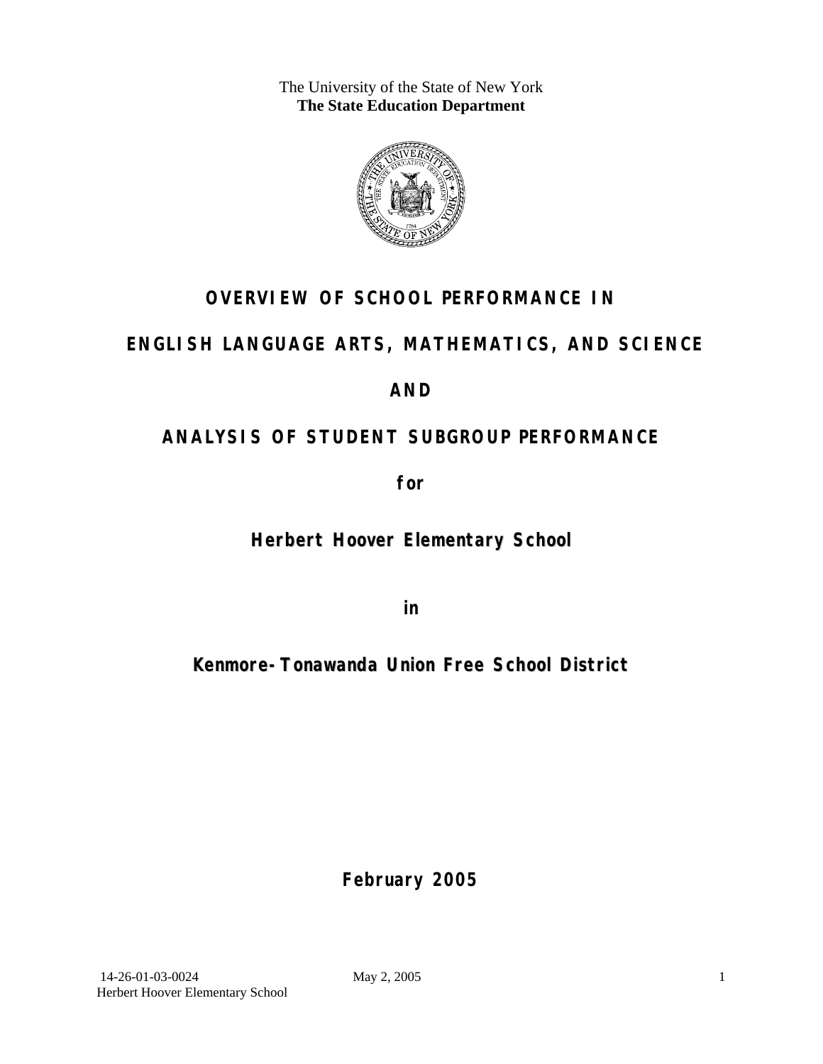The University of the State of New York
**The State Education Department**

# OVERVIEW OF SCHOOL PERFORMANCE IN

# ENGLISH LANGUAGE ARTS, MATHEMATICS, AND SCIENCE

# AND

# ANALYSIS OF STUDENT SUBGROUP PERFORMANCE

**for**

## Herbert Hoover Elementary School

**in**

## Kenmore-Tonawanda Union Free School District

**February 2005**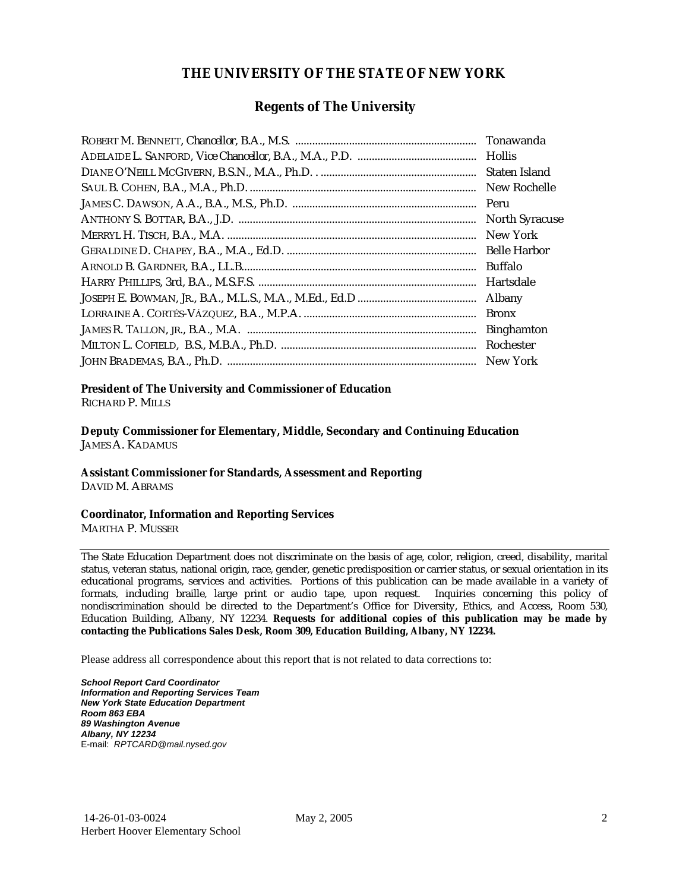# THE UNIVERSITY OF THE STATE OF NEW YORK

## Regents of The University

ROBERT M. BENNETT, *Chancellor*, B.A., M.S. ............................................................... Tonawanda
ADELAIDE L. SANFORD, *Vice Chancellor*, B.A., M.A., P.D. ......................................... Hollis
DIANE O'NEILL MCGIVERN, B.S.N., M.A., Ph.D. . ...................................................... Staten Island
SAUL B. COHEN, B.A., M.A., Ph.D. ............................................................................... New Rochelle
JAMES C. DAWSON, A.A., B.A., M.S., Ph.D. ................................................................ Peru
ANTHONY S. BOTTAR, B.A., J.D. .................................................................................. North Syracuse
MERRYL H. TISCH, B.A., M.A. ....................................................................................... New York
GERALDINE D. CHAPEY, B.A., M.A., Ed.D. .................................................................. Belle Harbor
ARNOLD B. GARDNER, B.A., LL.B.................................................................................. Buffalo
HARRY PHILLIPS, 3rd, B.A., M.S.F.S. ............................................................................ Hartsdale
JOSEPH E. BOWMAN, JR., B.A., M.L.S., M.A., M.Ed., Ed.D ......................................... Albany
LORRAINE A. CORTÉS-VÁZQUEZ, B.A., M.P.A. ............................................................ Bronx
JAMES R. TALLON, JR., B.A., M.A. ................................................................................ Binghamton
MILTON L. COFIELD, B.S., M.B.A., Ph.D. .................................................................... Rochester
JOHN BRADEMAS, B.A., Ph.D. ....................................................................................... New York

**President of The University and Commissioner of Education**
RICHARD P. MILLS

**Deputy Commissioner for Elementary, Middle, Secondary and Continuing Education**
JAMES A. KADAMUS

**Assistant Commissioner for Standards, Assessment and Reporting**
DAVID M. ABRAMS

**Coordinator, Information and Reporting Services**
MARTHA P. MUSSER

---

The State Education Department does not discriminate on the basis of age, color, religion, creed, disability, marital status, veteran status, national origin, race, gender, genetic predisposition or carrier status, or sexual orientation in its educational programs, services and activities. Portions of this publication can be made available in a variety of formats, including braille, large print or audio tape, upon request. Inquiries concerning this policy of nondiscrimination should be directed to the Department's Office for Diversity, Ethics, and Access, Room 530, Education Building, Albany, NY 12234. **Requests for additional copies of this publication may be made by contacting the Publications Sales Desk, Room 309, Education Building, Albany, NY 12234.**

Please address all correspondence about this report that is not related to data corrections to:

***School Report Card Coordinator***
***Information and Reporting Services Team***
***New York State Education Department***
***Room 863 EBA***
***89 Washington Avenue***
***Albany, NY 12234***
E-mail: *RPTCARD@mail.nysed.gov*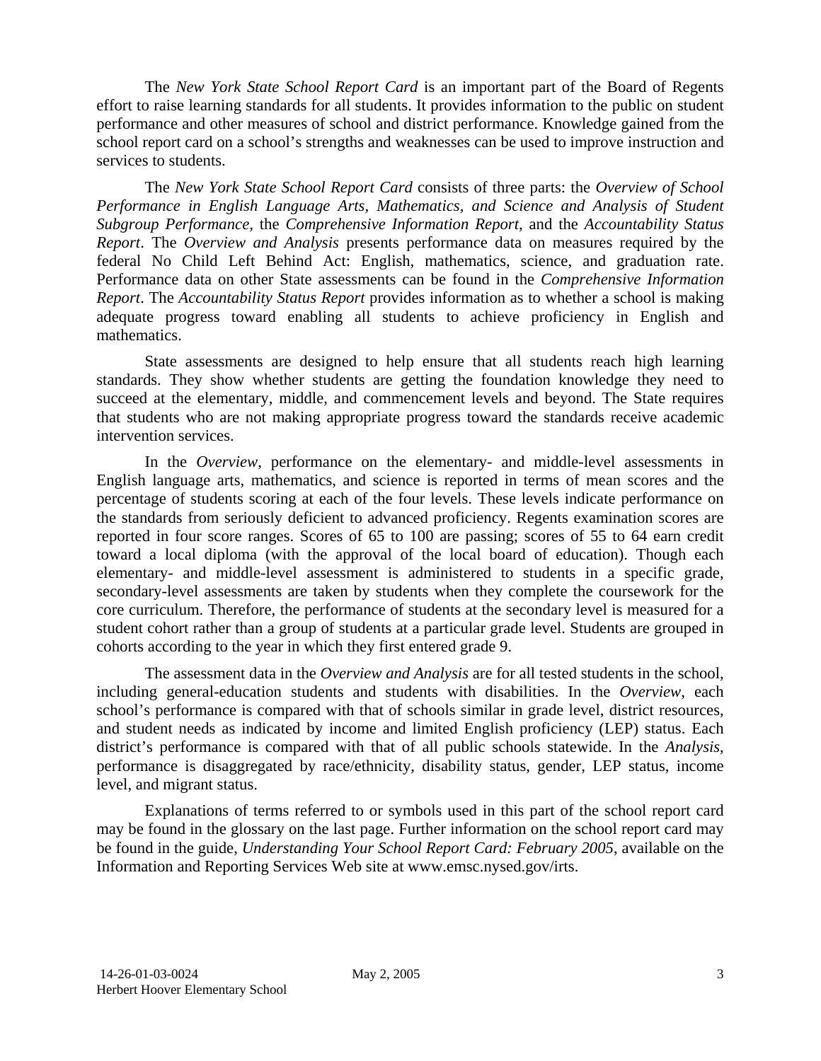The *New York State School Report Card* is an important part of the Board of Regents effort to raise learning standards for all students. It provides information to the public on student performance and other measures of school and district performance. Knowledge gained from the school report card on a school's strengths and weaknesses can be used to improve instruction and services to students.

The *New York State School Report Card* consists of three parts: the *Overview of School Performance in English Language Arts, Mathematics, and Science and Analysis of Student Subgroup Performance*, the *Comprehensive Information Report*, and the *Accountability Status Report*. The *Overview and Analysis* presents performance data on measures required by the federal No Child Left Behind Act: English, mathematics, science, and graduation rate. Performance data on other State assessments can be found in the *Comprehensive Information Report*. The *Accountability Status Report* provides information as to whether a school is making adequate progress toward enabling all students to achieve proficiency in English and mathematics.

State assessments are designed to help ensure that all students reach high learning standards. They show whether students are getting the foundation knowledge they need to succeed at the elementary, middle, and commencement levels and beyond. The State requires that students who are not making appropriate progress toward the standards receive academic intervention services.

In the *Overview*, performance on the elementary- and middle-level assessments in English language arts, mathematics, and science is reported in terms of mean scores and the percentage of students scoring at each of the four levels. These levels indicate performance on the standards from seriously deficient to advanced proficiency. Regents examination scores are reported in four score ranges. Scores of 65 to 100 are passing; scores of 55 to 64 earn credit toward a local diploma (with the approval of the local board of education). Though each elementary- and middle-level assessment is administered to students in a specific grade, secondary-level assessments are taken by students when they complete the coursework for the core curriculum. Therefore, the performance of students at the secondary level is measured for a student cohort rather than a group of students at a particular grade level. Students are grouped in cohorts according to the year in which they first entered grade 9.

The assessment data in the *Overview and Analysis* are for all tested students in the school, including general-education students and students with disabilities. In the *Overview*, each school's performance is compared with that of schools similar in grade level, district resources, and student needs as indicated by income and limited English proficiency (LEP) status. Each district's performance is compared with that of all public schools statewide. In the *Analysis*, performance is disaggregated by race/ethnicity, disability status, gender, LEP status, income level, and migrant status.

Explanations of terms referred to or symbols used in this part of the school report card may be found in the glossary on the last page. Further information on the school report card may be found in the guide, *Understanding Your School Report Card: February 2005*, available on the Information and Reporting Services Web site at www.emsc.nysed.gov/irts.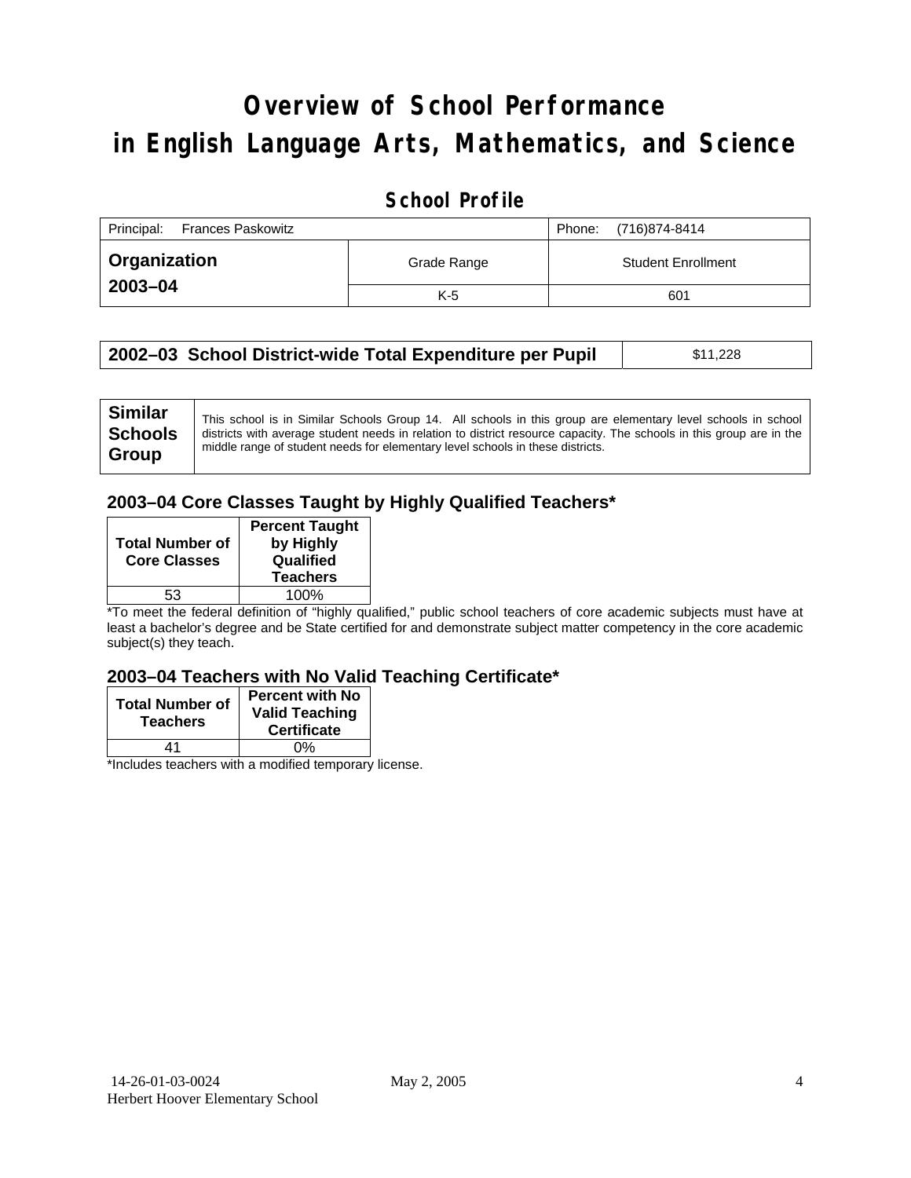# Overview of School Performance in English Language Arts, Mathematics, and Science

## School Profile

| Principal: Frances Paskowitz | | Phone: (716)874-8414 |
|---|---|---|
| **Organization 2003–04** | Grade Range | Student Enrollment |
| | K-5 | 601 |

| 2002–03 School District-wide Total Expenditure per Pupil | $11,228 |
|---|---|

| Similar Schools Group | This school is in Similar Schools Group 14. All schools in this group are elementary level schools in school districts with average student needs in relation to district resource capacity. The schools in this group are in the middle range of student needs for elementary level schools in these districts. |
|---|---|

### 2003–04 Core Classes Taught by Highly Qualified Teachers*

| Total Number of Core Classes | Percent Taught by Highly Qualified Teachers |
|---|---|
| 53 | 100% |

*To meet the federal definition of "highly qualified," public school teachers of core academic subjects must have at least a bachelor's degree and be State certified for and demonstrate subject matter competency in the core academic subject(s) they teach.

### 2003–04 Teachers with No Valid Teaching Certificate*

| Total Number of Teachers | Percent with No Valid Teaching Certificate |
|---|---|
| 41 | 0% |

*Includes teachers with a modified temporary license.

14-26-01-03-0024 May 2, 2005
Herbert Hoover Elementary School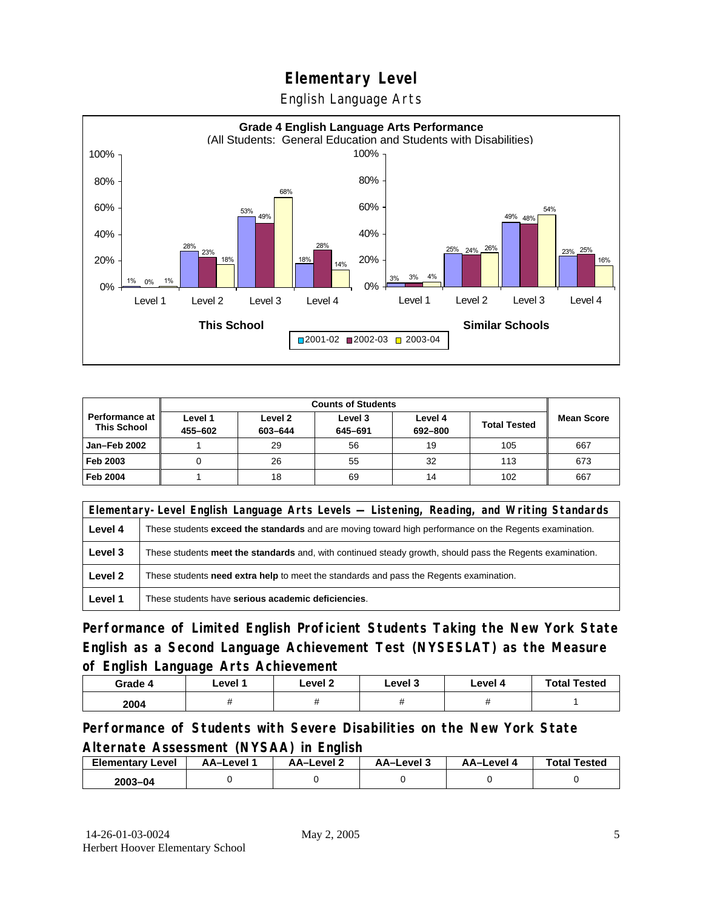# Elementary Level

## English Language Arts

**Grade 4 English Language Arts Performance**
(All Students: General Education and Students with Disabilities)

| | This School 2001-02 | This School 2002-03 | This School 2003-04 | Similar Schools 2001-02 | Similar Schools 2002-03 | Similar Schools 2003-04 |
|---|---|---|---|---|---|---|
| Level 1 | 1% | 0% | 1% | 3% | 3% | 4% |
| Level 2 | 28% | 23% | 18% | 25% | 24% | 26% |
| Level 3 | 53% | 49% | 68% | 49% | 48% | 54% |
| Level 4 | 18% | 28% | 14% | 23% | 25% | 16% |

| Performance at This School | Counts of Students | | | | | Mean Score |
|---|---|---|---|---|---|---|
| | Level 1 455–602 | Level 2 603–644 | Level 3 645–691 | Level 4 692–800 | Total Tested | |
| Jan–Feb 2002 | 1 | 29 | 56 | 19 | 105 | 667 |
| Feb 2003 | 0 | 26 | 55 | 32 | 113 | 673 |
| Feb 2004 | 1 | 18 | 69 | 14 | 102 | 667 |

| Elementary-Level English Language Arts Levels — Listening, Reading, and Writing Standards | |
|---|---|
| Level 4 | These students **exceed the standards** and are moving toward high performance on the Regents examination. |
| Level 3 | These students **meet the standards** and, with continued steady growth, should pass the Regents examination. |
| Level 2 | These students **need extra help** to meet the standards and pass the Regents examination. |
| Level 1 | These students have **serious academic deficiencies**. |

### Performance of Limited English Proficient Students Taking the New York State English as a Second Language Achievement Test (NYSESLAT) as the Measure of English Language Arts Achievement

| Grade 4 | Level 1 | Level 2 | Level 3 | Level 4 | Total Tested |
|---|---|---|---|---|---|
| 2004 | # | # | # | # | 1 |

### Performance of Students with Severe Disabilities on the New York State Alternate Assessment (NYSAA) in English

| Elementary Level | AA–Level 1 | AA–Level 2 | AA–Level 3 | AA–Level 4 | Total Tested |
|---|---|---|---|---|---|
| 2003–04 | 0 | 0 | 0 | 0 | 0 |

14-26-01-03-0024 Herbert Hoover Elementary School — May 2, 2005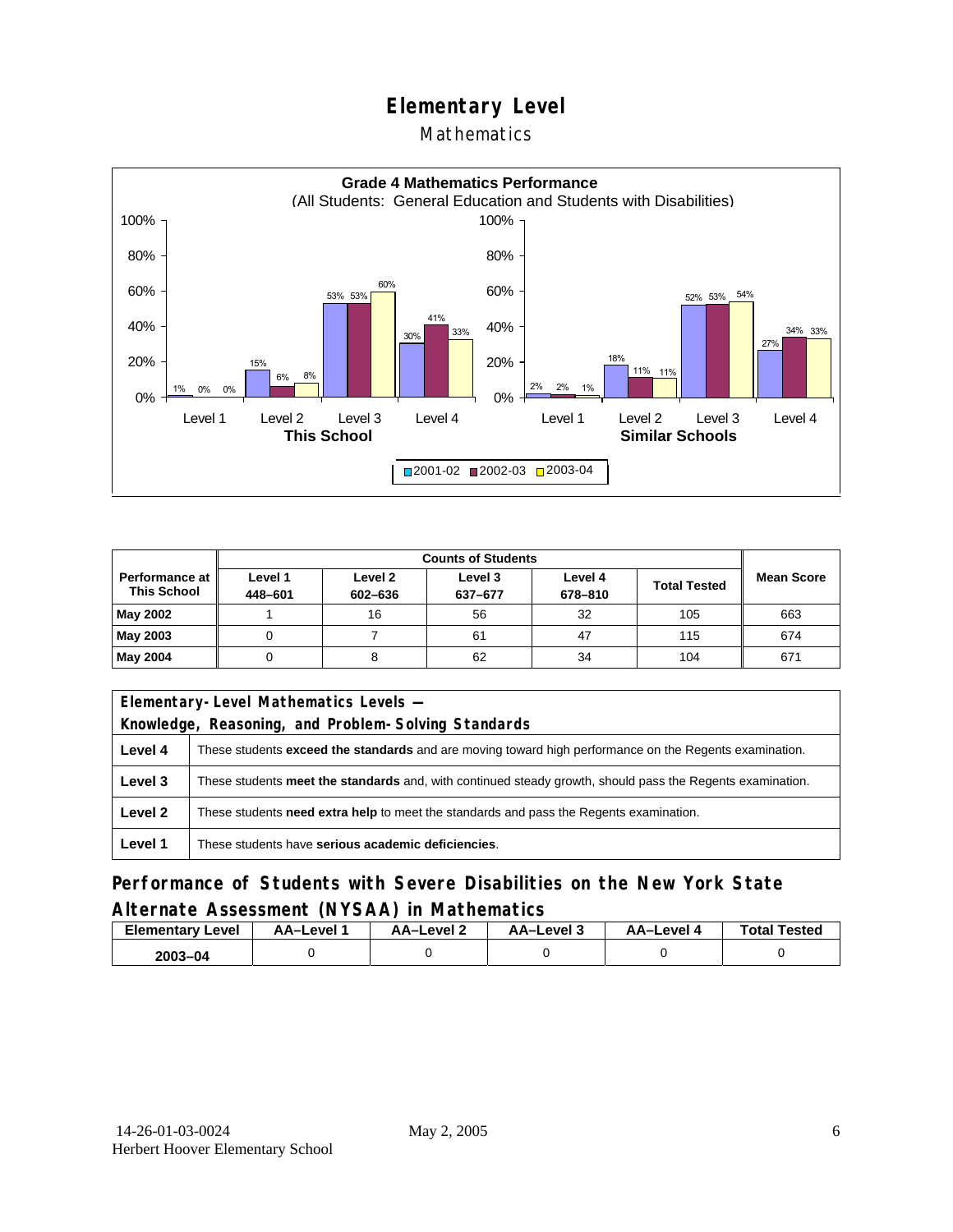# Elementary Level

## Mathematics

**Grade 4 Mathematics Performance**
(All Students: General Education and Students with Disabilities)

| | Level 1 | Level 2 | Level 3 | Level 4 |
|---|---|---|---|---|
| **This School** 2001-02 | 1% | 15% | 53% | 30% |
| **This School** 2002-03 | 0% | 6% | 53% | 41% |
| **This School** 2003-04 | 0% | 8% | 60% | 33% |
| **Similar Schools** 2001-02 | 2% | 18% | 52% | 27% |
| **Similar Schools** 2002-03 | 2% | 11% | 53% | 34% |
| **Similar Schools** 2003-04 | 1% | 11% | 54% | 33% |

| Performance at This School | Counts of Students | | | | | Mean Score |
|---|---|---|---|---|---|---|
| | Level 1 448–601 | Level 2 602–636 | Level 3 637–677 | Level 4 678–810 | Total Tested | |
| **May 2002** | 1 | 16 | 56 | 32 | 105 | 663 |
| **May 2003** | 0 | 7 | 61 | 47 | 115 | 674 |
| **May 2004** | 0 | 8 | 62 | 34 | 104 | 671 |

| Elementary-Level Mathematics Levels — Knowledge, Reasoning, and Problem-Solving Standards | |
|---|---|
| **Level 4** | These students **exceed the standards** and are moving toward high performance on the Regents examination. |
| **Level 3** | These students **meet the standards** and, with continued steady growth, should pass the Regents examination. |
| **Level 2** | These students **need extra help** to meet the standards and pass the Regents examination. |
| **Level 1** | These students have **serious academic deficiencies**. |

## Performance of Students with Severe Disabilities on the New York State Alternate Assessment (NYSAA) in Mathematics

| Elementary Level | AA–Level 1 | AA–Level 2 | AA–Level 3 | AA–Level 4 | Total Tested |
|---|---|---|---|---|---|
| 2003–04 | 0 | 0 | 0 | 0 | 0 |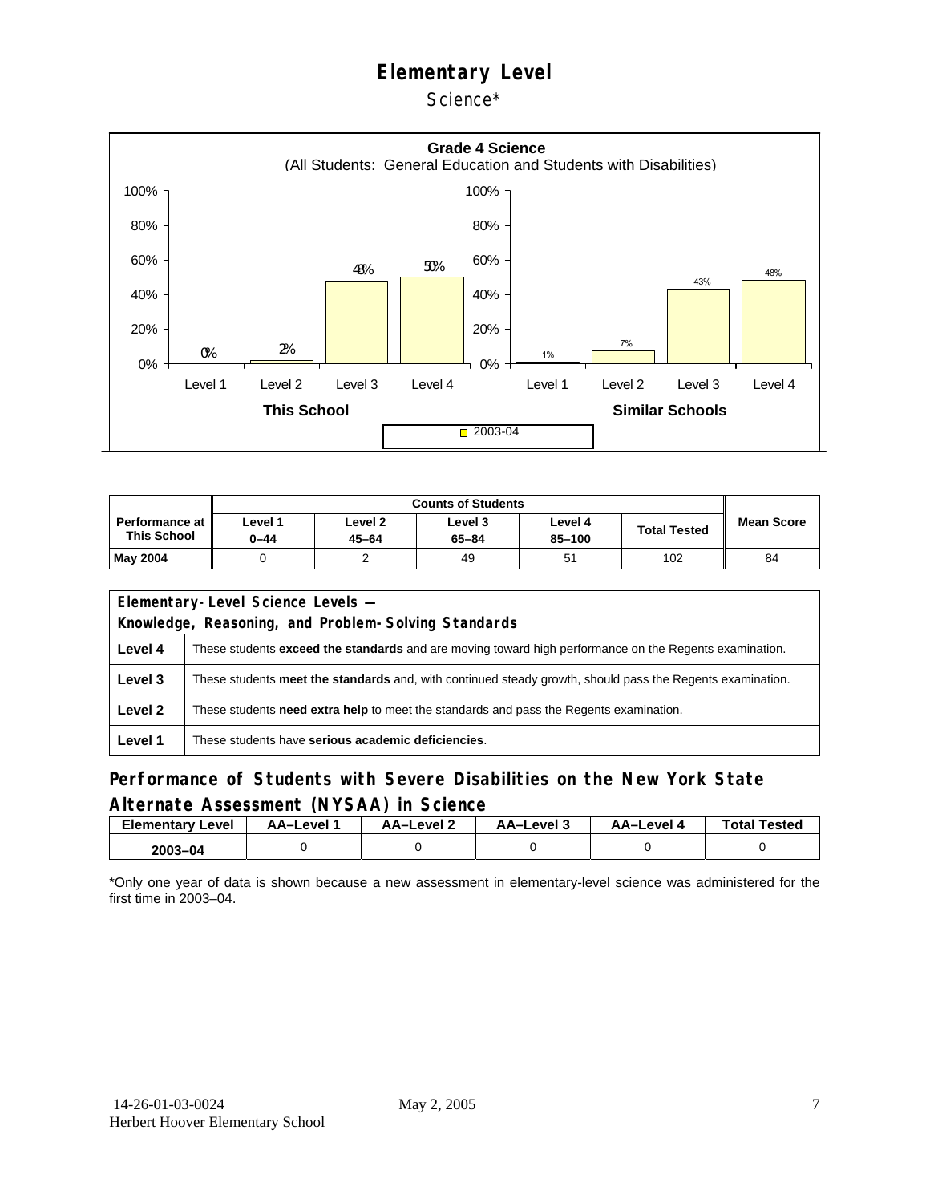# Elementary Level

Science*

**Grade 4 Science**
(All Students: General Education and Students with Disabilities)

| | Level 1 | Level 2 | Level 3 | Level 4 |
|---|---|---|---|---|
| This School | 0% | 2% | 48% | 50% |
| Similar Schools | 1% | 7% | 43% | 48% |

2003-04

| Performance at This School | Counts of Students | | | | | Mean Score |
|---|---|---|---|---|---|---|
| | Level 1 0–44 | Level 2 45–64 | Level 3 65–84 | Level 4 85–100 | Total Tested | |
| **May 2004** | 0 | 2 | 49 | 51 | 102 | 84 |

| Elementary-Level Science Levels — Knowledge, Reasoning, and Problem-Solving Standards | |
|---|---|
| **Level 4** | These students **exceed the standards** and are moving toward high performance on the Regents examination. |
| **Level 3** | These students **meet the standards** and, with continued steady growth, should pass the Regents examination. |
| **Level 2** | These students **need extra help** to meet the standards and pass the Regents examination. |
| **Level 1** | These students have **serious academic deficiencies**. |

## Performance of Students with Severe Disabilities on the New York State Alternate Assessment (NYSAA) in Science

| Elementary Level | AA–Level 1 | AA–Level 2 | AA–Level 3 | AA–Level 4 | Total Tested |
|---|---|---|---|---|---|
| **2003–04** | 0 | 0 | 0 | 0 | 0 |

*Only one year of data is shown because a new assessment in elementary-level science was administered for the first time in 2003–04.

14-26-01-03-0024 May 2, 2005
Herbert Hoover Elementary School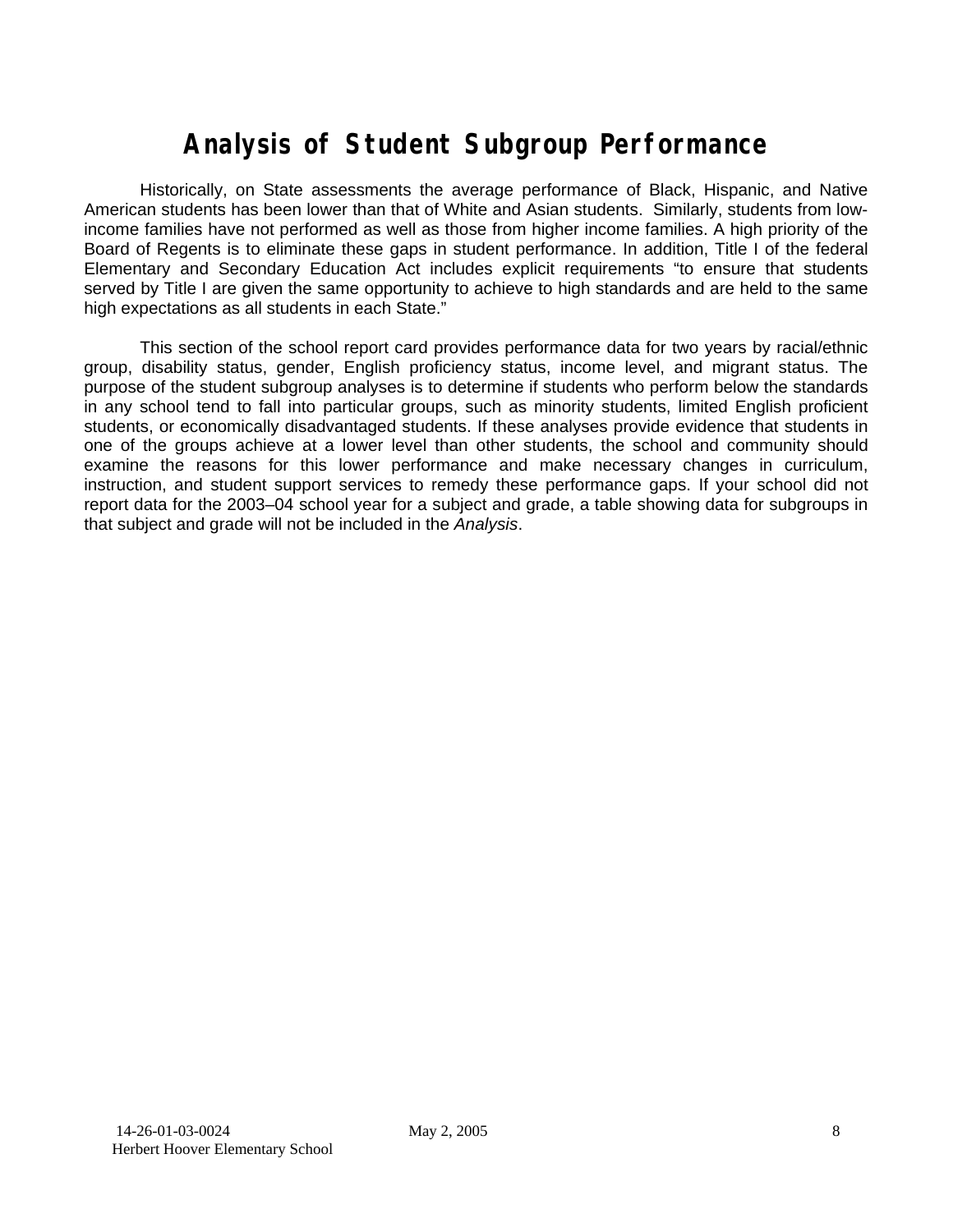# Analysis of Student Subgroup Performance

Historically, on State assessments the average performance of Black, Hispanic, and Native American students has been lower than that of White and Asian students. Similarly, students from low-income families have not performed as well as those from higher income families. A high priority of the Board of Regents is to eliminate these gaps in student performance. In addition, Title I of the federal Elementary and Secondary Education Act includes explicit requirements "to ensure that students served by Title I are given the same opportunity to achieve to high standards and are held to the same high expectations as all students in each State."

This section of the school report card provides performance data for two years by racial/ethnic group, disability status, gender, English proficiency status, income level, and migrant status. The purpose of the student subgroup analyses is to determine if students who perform below the standards in any school tend to fall into particular groups, such as minority students, limited English proficient students, or economically disadvantaged students. If these analyses provide evidence that students in one of the groups achieve at a lower level than other students, the school and community should examine the reasons for this lower performance and make necessary changes in curriculum, instruction, and student support services to remedy these performance gaps. If your school did not report data for the 2003–04 school year for a subject and grade, a table showing data for subgroups in that subject and grade will not be included in the *Analysis*.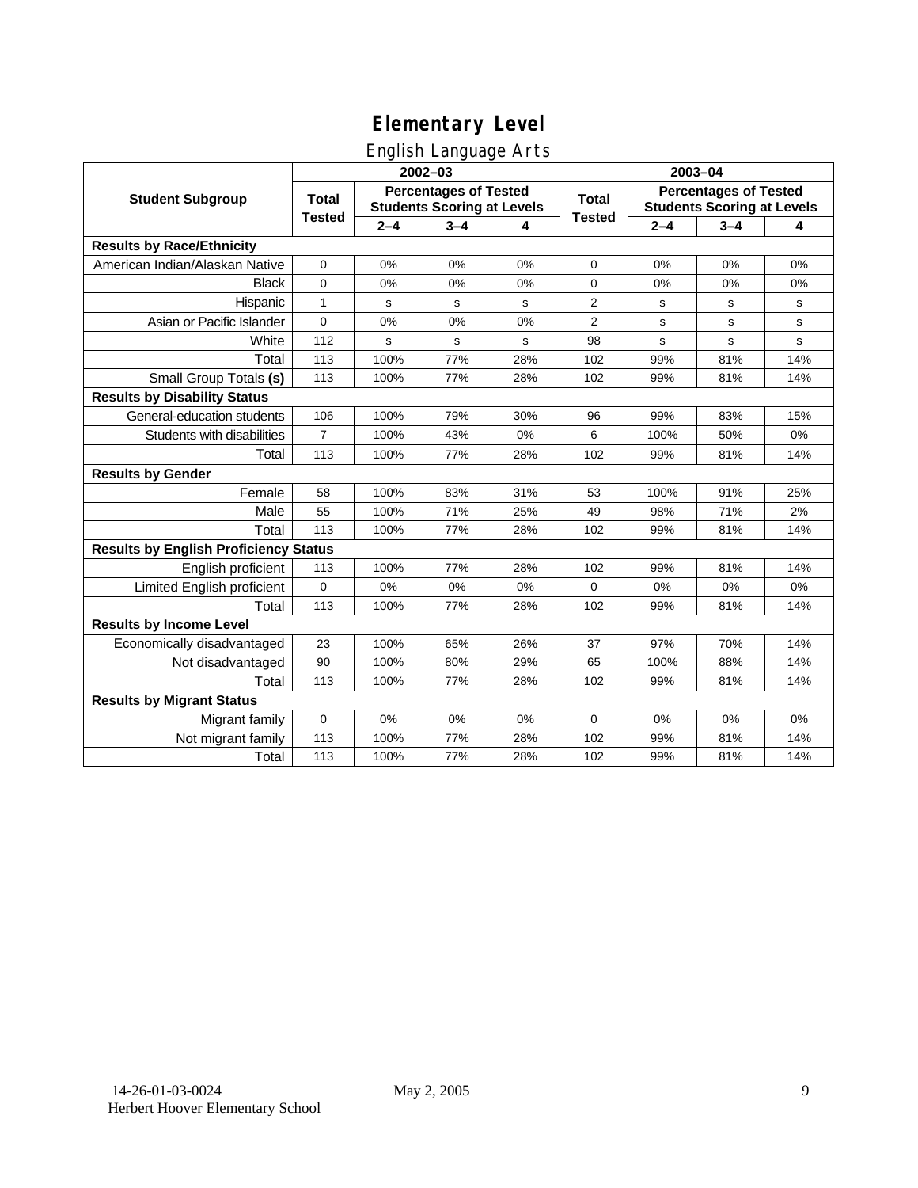# Elementary Level

## English Language Arts

| Student Subgroup | 2002–03 | | | | 2003–04 | | | |
|---|---|---|---|---|---|---|---|---|
| | Total Tested | Percentages of Tested Students Scoring at Levels | | | Total Tested | Percentages of Tested Students Scoring at Levels | | |
| | | 2–4 | 3–4 | 4 | | 2–4 | 3–4 | 4 |
| **Results by Race/Ethnicity** | | | | | | | | |
| American Indian/Alaskan Native | 0 | 0% | 0% | 0% | 0 | 0% | 0% | 0% |
| Black | 0 | 0% | 0% | 0% | 0 | 0% | 0% | 0% |
| Hispanic | 1 | s | s | s | 2 | s | s | s |
| Asian or Pacific Islander | 0 | 0% | 0% | 0% | 2 | s | s | s |
| White | 112 | s | s | s | 98 | s | s | s |
| Total | 113 | 100% | 77% | 28% | 102 | 99% | 81% | 14% |
| Small Group Totals **(s)** | 113 | 100% | 77% | 28% | 102 | 99% | 81% | 14% |
| **Results by Disability Status** | | | | | | | | |
| General-education students | 106 | 100% | 79% | 30% | 96 | 99% | 83% | 15% |
| Students with disabilities | 7 | 100% | 43% | 0% | 6 | 100% | 50% | 0% |
| Total | 113 | 100% | 77% | 28% | 102 | 99% | 81% | 14% |
| **Results by Gender** | | | | | | | | |
| Female | 58 | 100% | 83% | 31% | 53 | 100% | 91% | 25% |
| Male | 55 | 100% | 71% | 25% | 49 | 98% | 71% | 2% |
| Total | 113 | 100% | 77% | 28% | 102 | 99% | 81% | 14% |
| **Results by English Proficiency Status** | | | | | | | | |
| English proficient | 113 | 100% | 77% | 28% | 102 | 99% | 81% | 14% |
| Limited English proficient | 0 | 0% | 0% | 0% | 0 | 0% | 0% | 0% |
| Total | 113 | 100% | 77% | 28% | 102 | 99% | 81% | 14% |
| **Results by Income Level** | | | | | | | | |
| Economically disadvantaged | 23 | 100% | 65% | 26% | 37 | 97% | 70% | 14% |
| Not disadvantaged | 90 | 100% | 80% | 29% | 65 | 100% | 88% | 14% |
| Total | 113 | 100% | 77% | 28% | 102 | 99% | 81% | 14% |
| **Results by Migrant Status** | | | | | | | | |
| Migrant family | 0 | 0% | 0% | 0% | 0 | 0% | 0% | 0% |
| Not migrant family | 113 | 100% | 77% | 28% | 102 | 99% | 81% | 14% |
| Total | 113 | 100% | 77% | 28% | 102 | 99% | 81% | 14% |

14-26-01-03-0024 May 2, 2005
Herbert Hoover Elementary School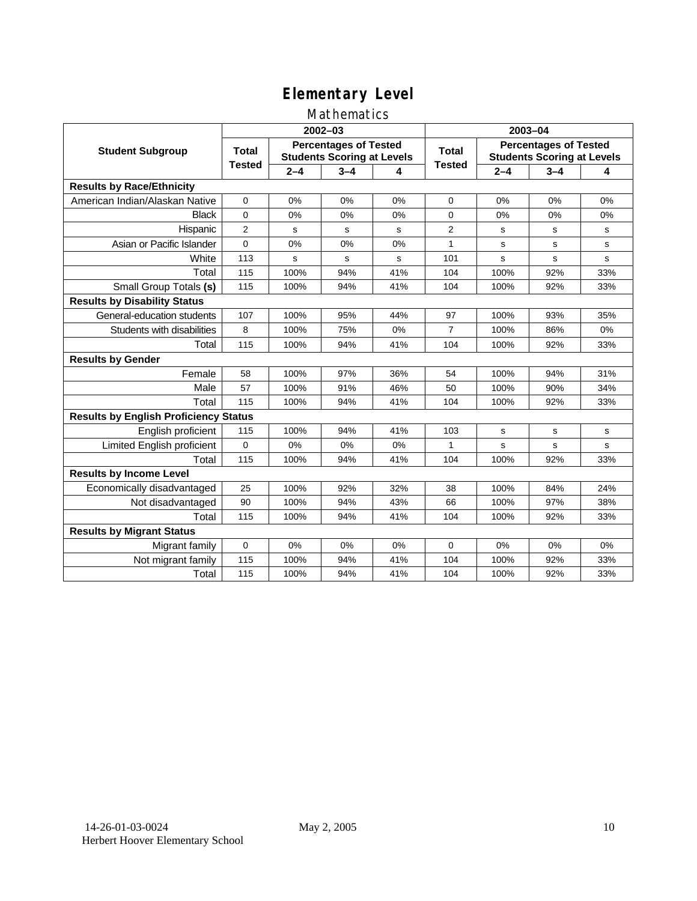# Elementary Level

## Mathematics

| Student Subgroup | 2002–03 | | | | 2003–04 | | | |
|---|---|---|---|---|---|---|---|---|
| | Total Tested | Percentages of Tested Students Scoring at Levels | | | Total Tested | Percentages of Tested Students Scoring at Levels | | |
| | | 2–4 | 3–4 | 4 | | 2–4 | 3–4 | 4 |
| **Results by Race/Ethnicity** | | | | | | | | |
| American Indian/Alaskan Native | 0 | 0% | 0% | 0% | 0 | 0% | 0% | 0% |
| Black | 0 | 0% | 0% | 0% | 0 | 0% | 0% | 0% |
| Hispanic | 2 | s | s | s | 2 | s | s | s |
| Asian or Pacific Islander | 0 | 0% | 0% | 0% | 1 | s | s | s |
| White | 113 | s | s | s | 101 | s | s | s |
| Total | 115 | 100% | 94% | 41% | 104 | 100% | 92% | 33% |
| Small Group Totals **(s)** | 115 | 100% | 94% | 41% | 104 | 100% | 92% | 33% |
| **Results by Disability Status** | | | | | | | | |
| General-education students | 107 | 100% | 95% | 44% | 97 | 100% | 93% | 35% |
| Students with disabilities | 8 | 100% | 75% | 0% | 7 | 100% | 86% | 0% |
| Total | 115 | 100% | 94% | 41% | 104 | 100% | 92% | 33% |
| **Results by Gender** | | | | | | | | |
| Female | 58 | 100% | 97% | 36% | 54 | 100% | 94% | 31% |
| Male | 57 | 100% | 91% | 46% | 50 | 100% | 90% | 34% |
| Total | 115 | 100% | 94% | 41% | 104 | 100% | 92% | 33% |
| **Results by English Proficiency Status** | | | | | | | | |
| English proficient | 115 | 100% | 94% | 41% | 103 | s | s | s |
| Limited English proficient | 0 | 0% | 0% | 0% | 1 | s | s | s |
| Total | 115 | 100% | 94% | 41% | 104 | 100% | 92% | 33% |
| **Results by Income Level** | | | | | | | | |
| Economically disadvantaged | 25 | 100% | 92% | 32% | 38 | 100% | 84% | 24% |
| Not disadvantaged | 90 | 100% | 94% | 43% | 66 | 100% | 97% | 38% |
| Total | 115 | 100% | 94% | 41% | 104 | 100% | 92% | 33% |
| **Results by Migrant Status** | | | | | | | | |
| Migrant family | 0 | 0% | 0% | 0% | 0 | 0% | 0% | 0% |
| Not migrant family | 115 | 100% | 94% | 41% | 104 | 100% | 92% | 33% |
| Total | 115 | 100% | 94% | 41% | 104 | 100% | 92% | 33% |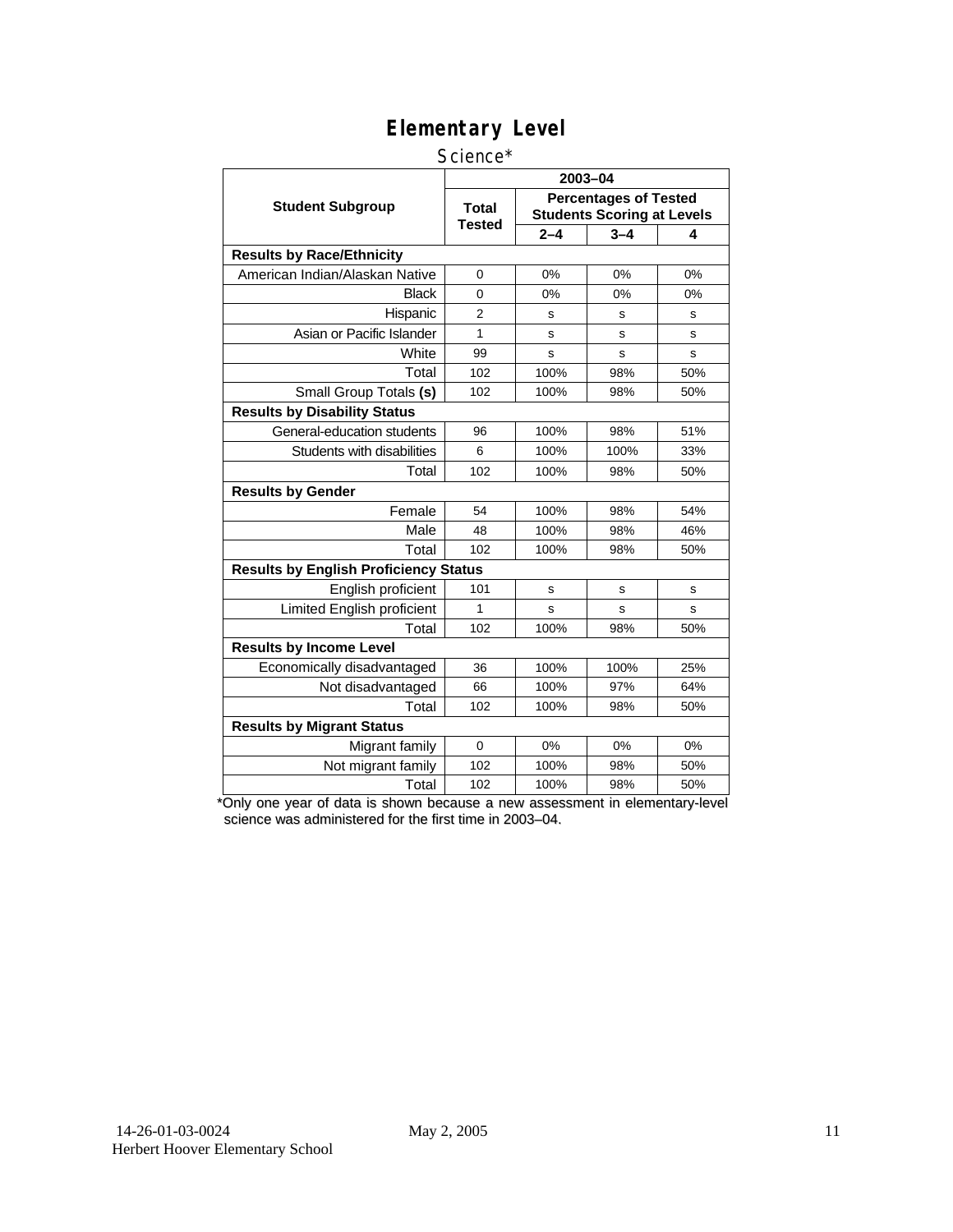# Elementary Level

Science*

| Student Subgroup | 2003–04 | | | |
|---|---|---|---|---|
| | Total Tested | Percentages of Tested Students Scoring at Levels | | |
| | | 2–4 | 3–4 | 4 |
| **Results by Race/Ethnicity** | | | | |
| American Indian/Alaskan Native | 0 | 0% | 0% | 0% |
| Black | 0 | 0% | 0% | 0% |
| Hispanic | 2 | s | s | s |
| Asian or Pacific Islander | 1 | s | s | s |
| White | 99 | s | s | s |
| Total | 102 | 100% | 98% | 50% |
| Small Group Totals **(s)** | 102 | 100% | 98% | 50% |
| **Results by Disability Status** | | | | |
| General-education students | 96 | 100% | 98% | 51% |
| Students with disabilities | 6 | 100% | 100% | 33% |
| Total | 102 | 100% | 98% | 50% |
| **Results by Gender** | | | | |
| Female | 54 | 100% | 98% | 54% |
| Male | 48 | 100% | 98% | 46% |
| Total | 102 | 100% | 98% | 50% |
| **Results by English Proficiency Status** | | | | |
| English proficient | 101 | s | s | s |
| Limited English proficient | 1 | s | s | s |
| Total | 102 | 100% | 98% | 50% |
| **Results by Income Level** | | | | |
| Economically disadvantaged | 36 | 100% | 100% | 25% |
| Not disadvantaged | 66 | 100% | 97% | 64% |
| Total | 102 | 100% | 98% | 50% |
| **Results by Migrant Status** | | | | |
| Migrant family | 0 | 0% | 0% | 0% |
| Not migrant family | 102 | 100% | 98% | 50% |
| Total | 102 | 100% | 98% | 50% |

*Only one year of data is shown because a new assessment in elementary-level science was administered for the first time in 2003–04.

14-26-01-03-0024 May 2, 2005
Herbert Hoover Elementary School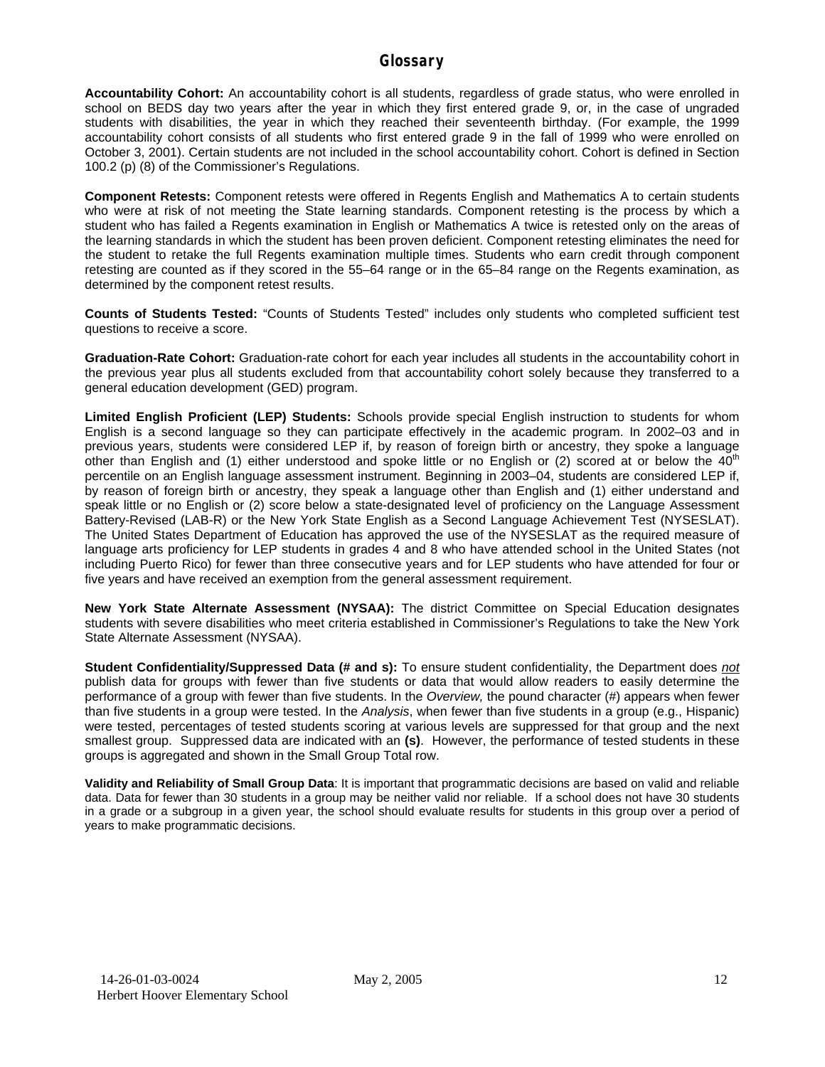# Glossary

**Accountability Cohort:** An accountability cohort is all students, regardless of grade status, who were enrolled in school on BEDS day two years after the year in which they first entered grade 9, or, in the case of ungraded students with disabilities, the year in which they reached their seventeenth birthday. (For example, the 1999 accountability cohort consists of all students who first entered grade 9 in the fall of 1999 who were enrolled on October 3, 2001). Certain students are not included in the school accountability cohort. Cohort is defined in Section 100.2 (p) (8) of the Commissioner's Regulations.

**Component Retests:** Component retests were offered in Regents English and Mathematics A to certain students who were at risk of not meeting the State learning standards. Component retesting is the process by which a student who has failed a Regents examination in English or Mathematics A twice is retested only on the areas of the learning standards in which the student has been proven deficient. Component retesting eliminates the need for the student to retake the full Regents examination multiple times. Students who earn credit through component retesting are counted as if they scored in the 55–64 range or in the 65–84 range on the Regents examination, as determined by the component retest results.

**Counts of Students Tested:** "Counts of Students Tested" includes only students who completed sufficient test questions to receive a score.

**Graduation-Rate Cohort:** Graduation-rate cohort for each year includes all students in the accountability cohort in the previous year plus all students excluded from that accountability cohort solely because they transferred to a general education development (GED) program.

**Limited English Proficient (LEP) Students:** Schools provide special English instruction to students for whom English is a second language so they can participate effectively in the academic program. In 2002–03 and in previous years, students were considered LEP if, by reason of foreign birth or ancestry, they spoke a language other than English and (1) either understood and spoke little or no English or (2) scored at or below the 40th percentile on an English language assessment instrument. Beginning in 2003–04, students are considered LEP if, by reason of foreign birth or ancestry, they speak a language other than English and (1) either understand and speak little or no English or (2) score below a state-designated level of proficiency on the Language Assessment Battery-Revised (LAB-R) or the New York State English as a Second Language Achievement Test (NYSESLAT). The United States Department of Education has approved the use of the NYSESLAT as the required measure of language arts proficiency for LEP students in grades 4 and 8 who have attended school in the United States (not including Puerto Rico) for fewer than three consecutive years and for LEP students who have attended for four or five years and have received an exemption from the general assessment requirement.

**New York State Alternate Assessment (NYSAA):** The district Committee on Special Education designates students with severe disabilities who meet criteria established in Commissioner's Regulations to take the New York State Alternate Assessment (NYSAA).

**Student Confidentiality/Suppressed Data (# and s):** To ensure student confidentiality, the Department does *not* publish data for groups with fewer than five students or data that would allow readers to easily determine the performance of a group with fewer than five students. In the *Overview,* the pound character (#) appears when fewer than five students in a group were tested. In the *Analysis*, when fewer than five students in a group (e.g., Hispanic) were tested, percentages of tested students scoring at various levels are suppressed for that group and the next smallest group. Suppressed data are indicated with an **(s)**. However, the performance of tested students in these groups is aggregated and shown in the Small Group Total row.

**Validity and Reliability of Small Group Data**: It is important that programmatic decisions are based on valid and reliable data. Data for fewer than 30 students in a group may be neither valid nor reliable. If a school does not have 30 students in a grade or a subgroup in a given year, the school should evaluate results for students in this group over a period of years to make programmatic decisions.